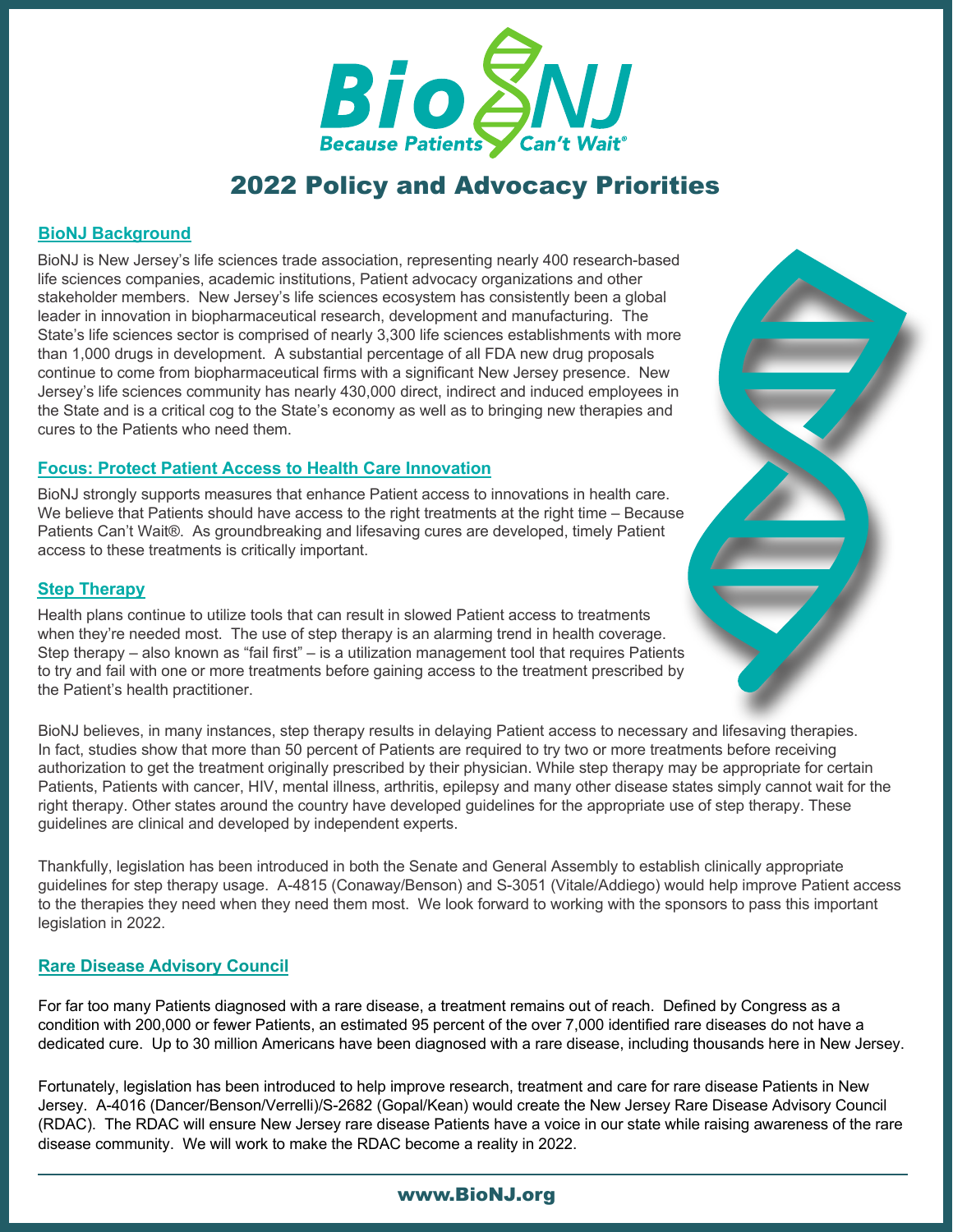# BioNJ

*Because Patients Can't Wait®*

## 2022 Policy and Advocacy Priorities

### BioNJ Background

BioNJ is New Jersey's life sciences trade association, representing nearly 400 research-based life sciences companies, academic institutions, Patient advocacy organizations and other stakeholder members. New Jersey's life sciences ecosystem has consistently been a global leader in innovation in biopharmaceutical research, development and manufacturing. The State's life sciences sector is comprised of nearly 3,300 life sciences establishments with more than 1,000 drugs in development. A substantial percentage of all FDA new drug proposals continue to come from biopharmaceutical firms with a significant New Jersey presence. New Jersey's life sciences community has nearly 430,000 direct, indirect and induced employees in the State and is a critical cog to the State's economy as well as to bringing new therapies and cures to the Patients who need them.

### Focus: Protect Patient Access to Health Care Innovation

BioNJ strongly supports measures that enhance Patient access to innovations in health care. We believe that Patients should have access to the right treatments at the right time – Because Patients Can't Wait®. As groundbreaking and lifesaving cures are developed, timely Patient access to these treatments is critically important.

### Step Therapy

Health plans continue to utilize tools that can result in slowed Patient access to treatments when they're needed most. The use of step therapy is an alarming trend in health coverage. Step therapy – also known as "fail first" – is a utilization management tool that requires Patients to try and fail with one or more treatments before gaining access to the treatment prescribed by the Patient's health practitioner.

BioNJ believes, in many instances, step therapy results in delaying Patient access to necessary and lifesaving therapies. In fact, studies show that more than 50 percent of Patients are required to try two or more treatments before receiving authorization to get the treatment originally prescribed by their physician. While step therapy may be appropriate for certain Patients, Patients with cancer, HIV, mental illness, arthritis, epilepsy and many other disease states simply cannot wait for the right therapy. Other states around the country have developed guidelines for the appropriate use of step therapy. These guidelines are clinical and developed by independent experts.

Thankfully, legislation has been introduced in both the Senate and General Assembly to establish clinically appropriate guidelines for step therapy usage. A-4815 (Conaway/Benson) and S-3051 (Vitale/Addiego) would help improve Patient access to the therapies they need when they need them most. We look forward to working with the sponsors to pass this important legislation in 2022.

### Rare Disease Advisory Council

For far too many Patients diagnosed with a rare disease, a treatment remains out of reach. Defined by Congress as a condition with 200,000 or fewer Patients, an estimated 95 percent of the over 7,000 identified rare diseases do not have a dedicated cure. Up to 30 million Americans have been diagnosed with a rare disease, including thousands here in New Jersey.

Fortunately, legislation has been introduced to help improve research, treatment and care for rare disease Patients in New Jersey. A-4016 (Dancer/Benson/Verrelli)/S-2682 (Gopal/Kean) would create the New Jersey Rare Disease Advisory Council (RDAC). The RDAC will ensure New Jersey rare disease Patients have a voice in our state while raising awareness of the rare disease community. We will work to make the RDAC become a reality in 2022.

www.BioNJ.org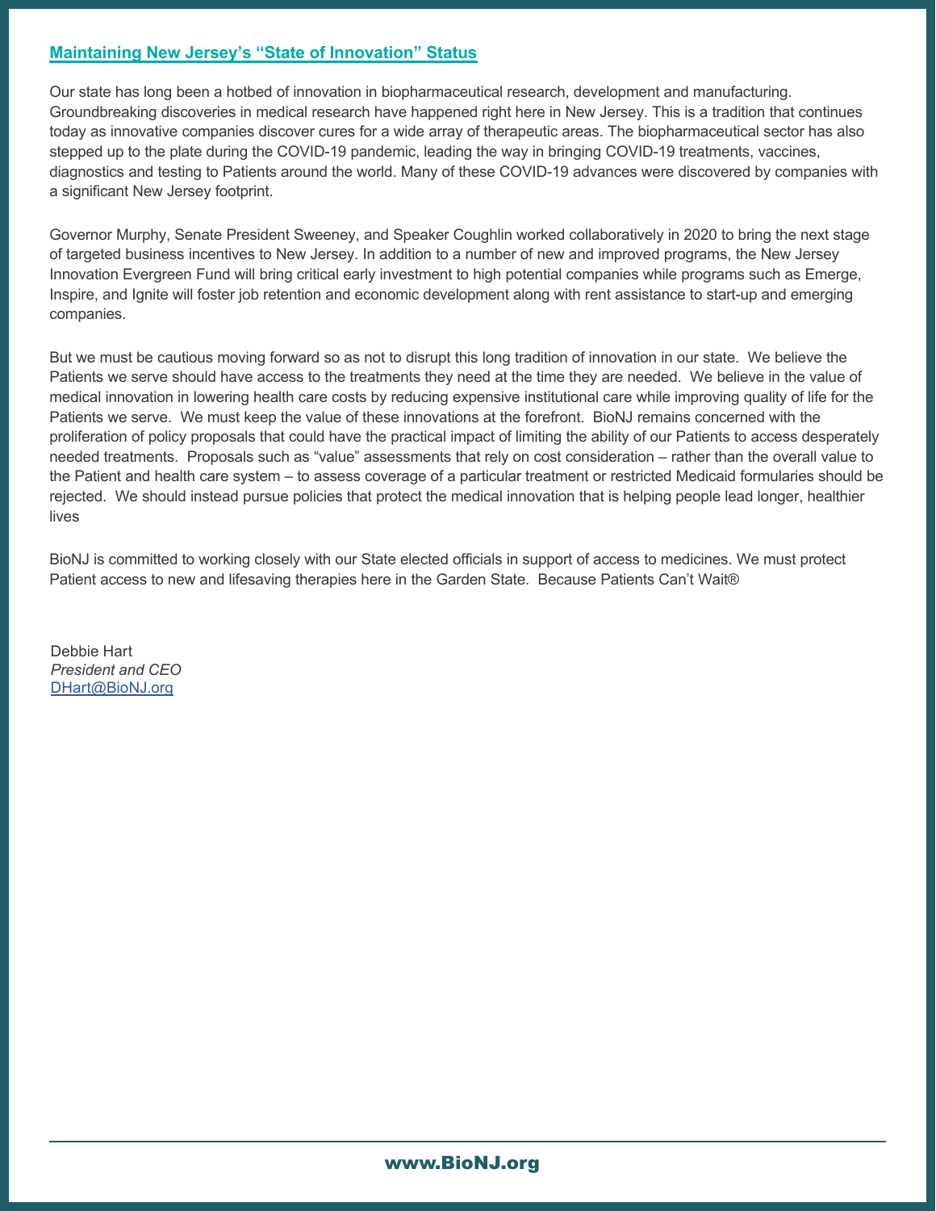## Maintaining New Jersey's "State of Innovation" Status

Our state has long been a hotbed of innovation in biopharmaceutical research, development and manufacturing. Groundbreaking discoveries in medical research have happened right here in New Jersey. This is a tradition that continues today as innovative companies discover cures for a wide array of therapeutic areas. The biopharmaceutical sector has also stepped up to the plate during the COVID-19 pandemic, leading the way in bringing COVID-19 treatments, vaccines, diagnostics and testing to Patients around the world. Many of these COVID-19 advances were discovered by companies with a significant New Jersey footprint.

Governor Murphy, Senate President Sweeney, and Speaker Coughlin worked collaboratively in 2020 to bring the next stage of targeted business incentives to New Jersey. In addition to a number of new and improved programs, the New Jersey Innovation Evergreen Fund will bring critical early investment to high potential companies while programs such as Emerge, Inspire, and Ignite will foster job retention and economic development along with rent assistance to start-up and emerging companies.

But we must be cautious moving forward so as not to disrupt this long tradition of innovation in our state. We believe the Patients we serve should have access to the treatments they need at the time they are needed. We believe in the value of medical innovation in lowering health care costs by reducing expensive institutional care while improving quality of life for the Patients we serve. We must keep the value of these innovations at the forefront. BioNJ remains concerned with the proliferation of policy proposals that could have the practical impact of limiting the ability of our Patients to access desperately needed treatments. Proposals such as "value" assessments that rely on cost consideration – rather than the overall value to the Patient and health care system – to assess coverage of a particular treatment or restricted Medicaid formularies should be rejected. We should instead pursue policies that protect the medical innovation that is helping people lead longer, healthier lives

BioNJ is committed to working closely with our State elected officials in support of access to medicines. We must protect Patient access to new and lifesaving therapies here in the Garden State. Because Patients Can't Wait®

Debbie Hart
*President and CEO*
DHart@BioNJ.org

**www.BioNJ.org**